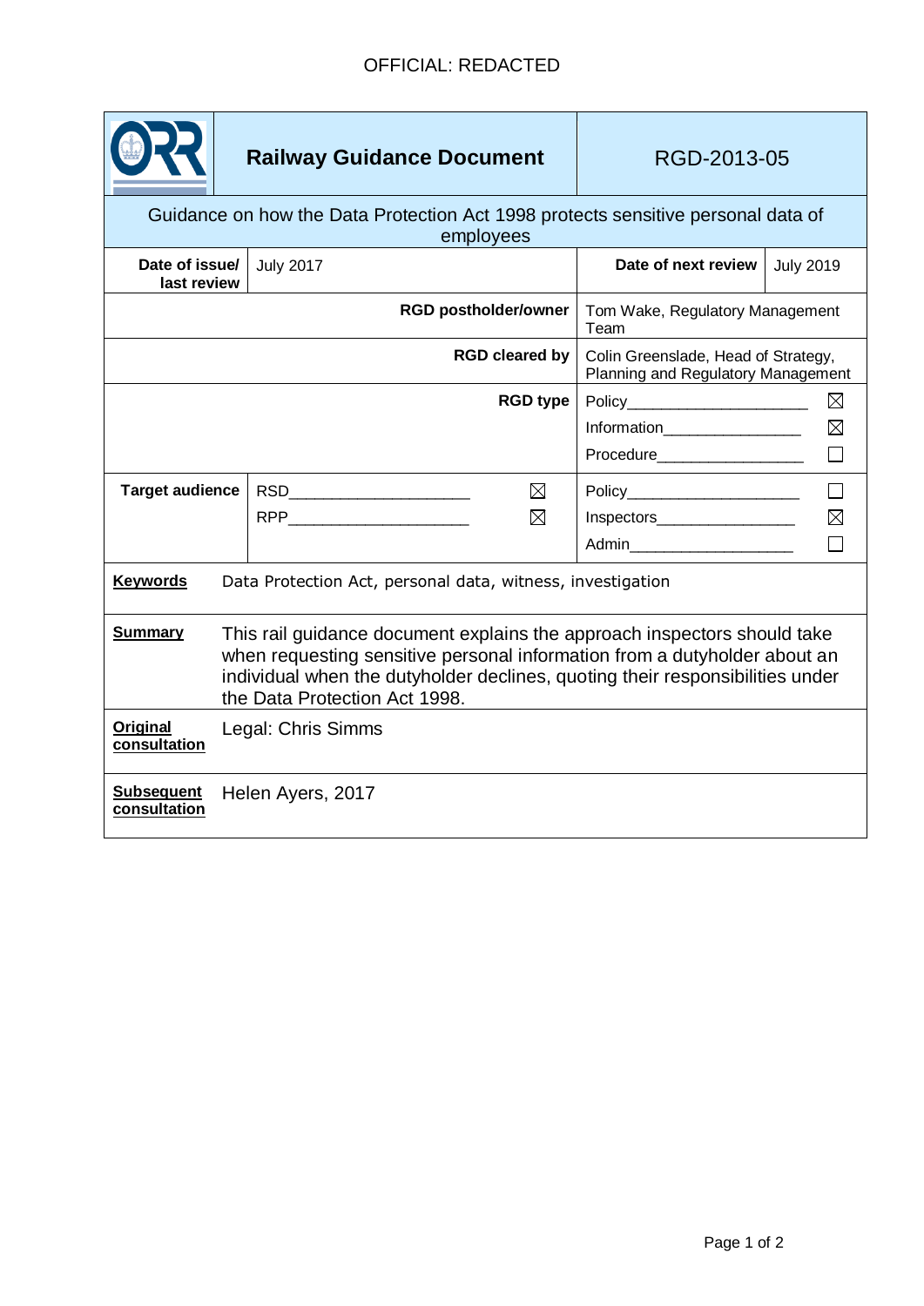OFFICIAL: REDACTED

| ORR | **Railway Guidance Document** | RGD-2013-05 | |
|---|---|---|---|
| Guidance on how the Data Protection Act 1998 protects sensitive personal data of employees | | | |
| **Date of issue/ last review** | July 2017 | **Date of next review** | July 2019 |
| **RGD postholder/owner** | | Tom Wake, Regulatory Management Team | |
| **RGD cleared by** | | Colin Greenslade, Head of Strategy, Planning and Regulatory Management | |
| **RGD type** | | Policy ☒<br>Information ☒<br>Procedure ☐ | |
| **Target audience** | RSD ☒<br>RPP ☒ | Policy ☐<br>Inspectors ☒<br>Admin ☐ | |
| **Keywords** | Data Protection Act, personal data, witness, investigation | | |
| **Summary** | This rail guidance document explains the approach inspectors should take when requesting sensitive personal information from a dutyholder about an individual when the dutyholder declines, quoting their responsibilities under the Data Protection Act 1998. | | |
| **Original consultation** | Legal: Chris Simms | | |
| **Subsequent consultation** | Helen Ayers, 2017 | | |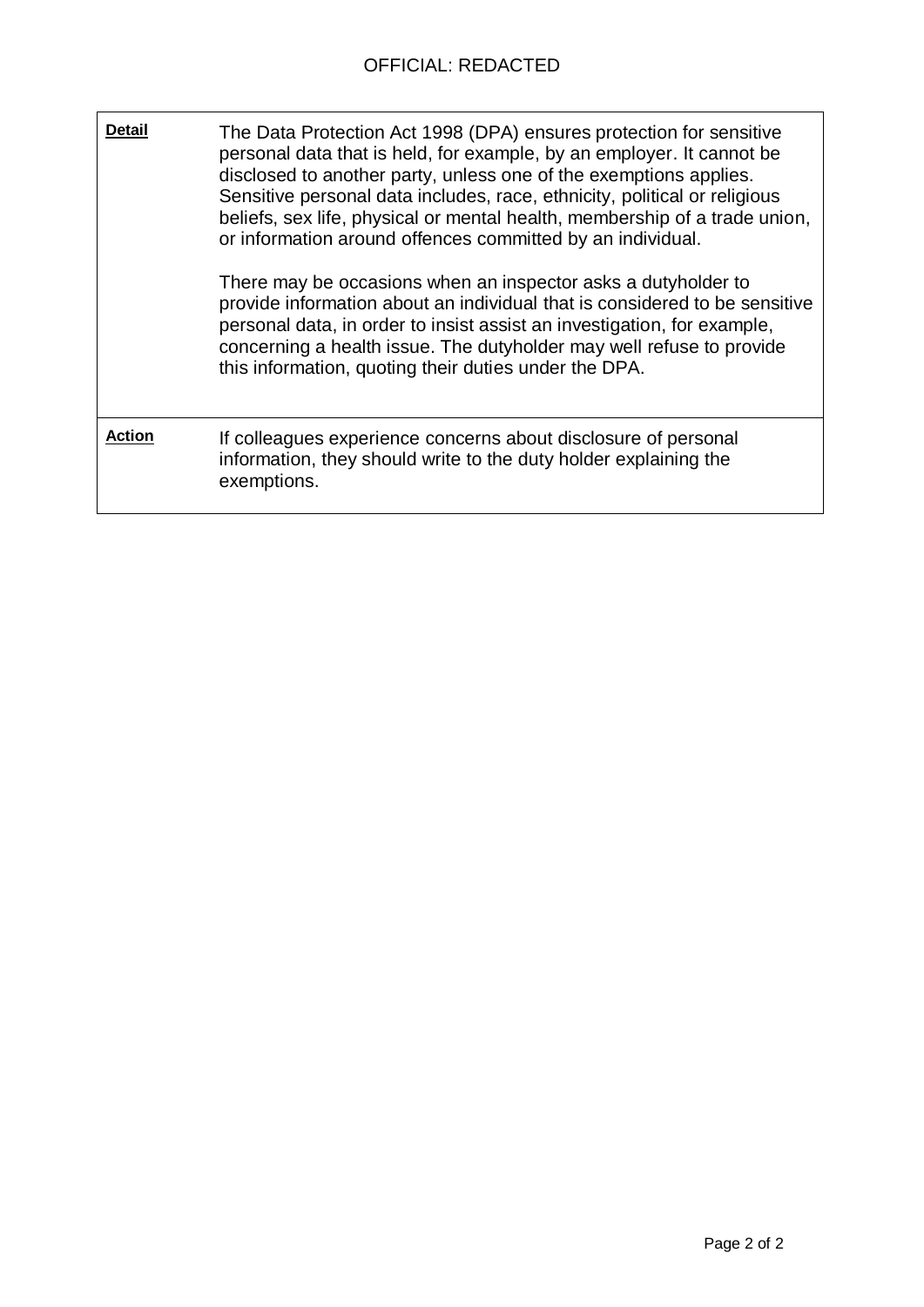| | |
|---|---|
| **Detail** | The Data Protection Act 1998 (DPA) ensures protection for sensitive personal data that is held, for example, by an employer. It cannot be disclosed to another party, unless one of the exemptions applies. Sensitive personal data includes, race, ethnicity, political or religious beliefs, sex life, physical or mental health, membership of a trade union, or information around offences committed by an individual.<br><br>There may be occasions when an inspector asks a dutyholder to provide information about an individual that is considered to be sensitive personal data, in order to insist assist an investigation, for example, concerning a health issue. The dutyholder may well refuse to provide this information, quoting their duties under the DPA. |
| **Action** | If colleagues experience concerns about disclosure of personal information, they should write to the duty holder explaining the exemptions. |